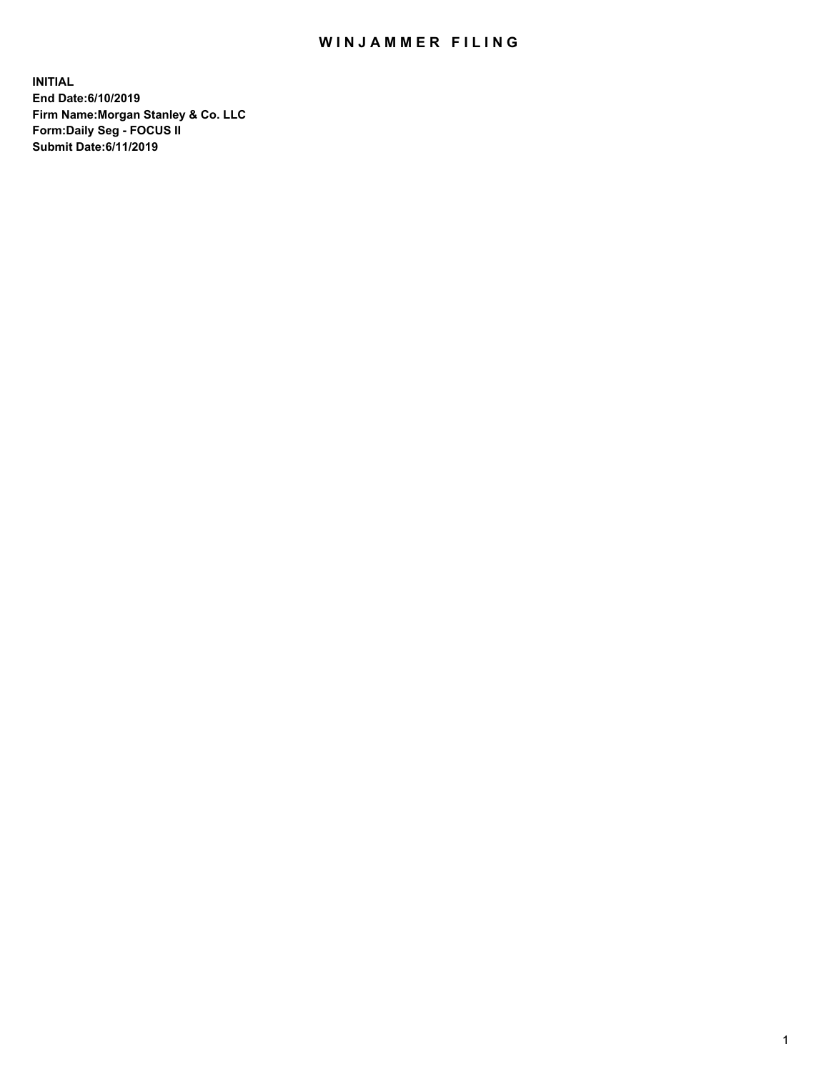# WINJAMMER FILING

**INITIAL**
**End Date:6/10/2019**
**Firm Name:Morgan Stanley & Co. LLC**
**Form:Daily Seg - FOCUS II**
**Submit Date:6/11/2019**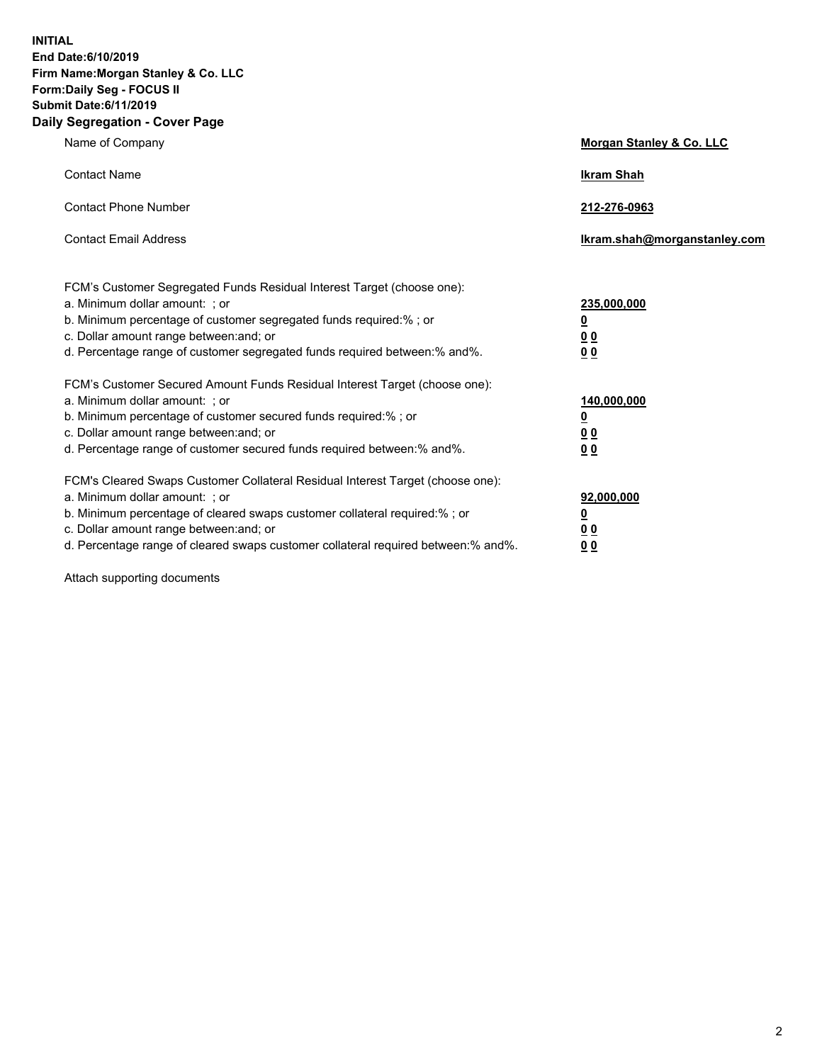**INITIAL**
**End Date:6/10/2019**
**Firm Name:Morgan Stanley & Co. LLC**
**Form:Daily Seg - FOCUS II**
**Submit Date:6/11/2019**
**Daily Segregation - Cover Page**

| | |
|---|---|
| Name of Company | **Morgan Stanley & Co. LLC** |
| Contact Name | **Ikram Shah** |
| Contact Phone Number | **212-276-0963** |
| Contact Email Address | **Ikram.shah@morganstanley.com** |

| | |
|---|---|
| FCM's Customer Segregated Funds Residual Interest Target (choose one): | |
| a. Minimum dollar amount: ; or | **235,000,000** |
| b. Minimum percentage of customer segregated funds required:% ; or | **0** |
| c. Dollar amount range between:and; or | **0 0** |
| d. Percentage range of customer segregated funds required between:% and%. | **0 0** |
| FCM's Customer Secured Amount Funds Residual Interest Target (choose one): | |
| a. Minimum dollar amount: ; or | **140,000,000** |
| b. Minimum percentage of customer secured funds required:% ; or | **0** |
| c. Dollar amount range between:and; or | **0 0** |
| d. Percentage range of customer secured funds required between:% and%. | **0 0** |
| FCM's Cleared Swaps Customer Collateral Residual Interest Target (choose one): | |
| a. Minimum dollar amount: ; or | **92,000,000** |
| b. Minimum percentage of cleared swaps customer collateral required:% ; or | **0** |
| c. Dollar amount range between:and; or | **0 0** |
| d. Percentage range of cleared swaps customer collateral required between:% and%. | **0 0** |

Attach supporting documents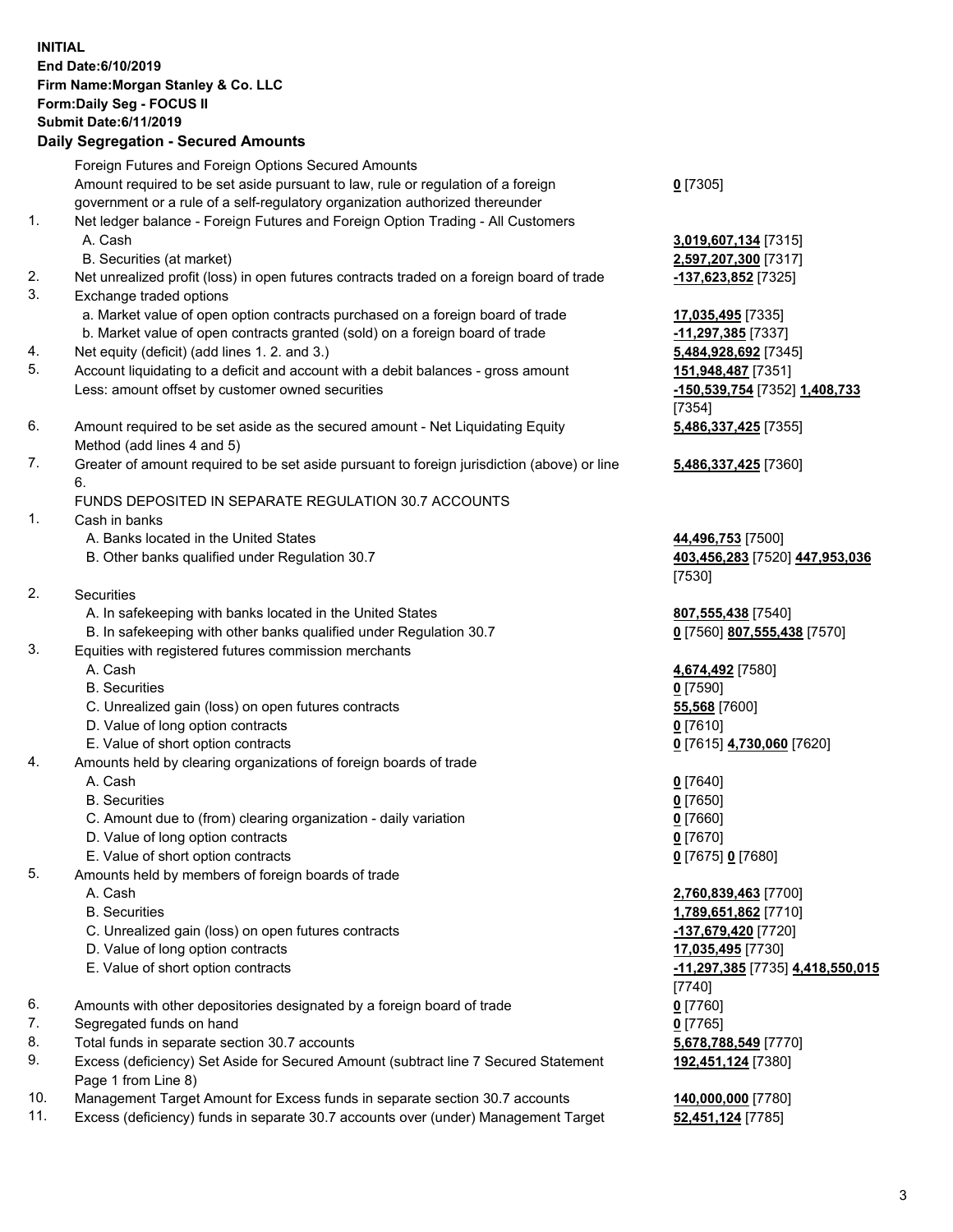**INITIAL**
**End Date:6/10/2019**
**Firm Name:Morgan Stanley & Co. LLC**
**Form:Daily Seg - FOCUS II**
**Submit Date:6/11/2019**
**Daily Segregation - Secured Amounts**

| | | |
|---|---|---|
| | Foreign Futures and Foreign Options Secured Amounts | |
| | Amount required to be set aside pursuant to law, rule or regulation of a foreign government or a rule of a self-regulatory organization authorized thereunder | **0** [7305] |
| 1. | Net ledger balance - Foreign Futures and Foreign Option Trading - All Customers | |
| | A. Cash | **3,019,607,134** [7315] |
| | B. Securities (at market) | **2,597,207,300** [7317] |
| 2. | Net unrealized profit (loss) in open futures contracts traded on a foreign board of trade | **-137,623,852** [7325] |
| 3. | Exchange traded options | |
| | a. Market value of open option contracts purchased on a foreign board of trade | **17,035,495** [7335] |
| | b. Market value of open contracts granted (sold) on a foreign board of trade | **-11,297,385** [7337] |
| 4. | Net equity (deficit) (add lines 1. 2. and 3.) | **5,484,928,692** [7345] |
| 5. | Account liquidating to a deficit and account with a debit balances - gross amount | **151,948,487** [7351] |
| | Less: amount offset by customer owned securities | **-150,539,754** [7352] **1,408,733** [7354] |
| 6. | Amount required to be set aside as the secured amount - Net Liquidating Equity Method (add lines 4 and 5) | **5,486,337,425** [7355] |
| 7. | Greater of amount required to be set aside pursuant to foreign jurisdiction (above) or line 6. | **5,486,337,425** [7360] |
| | FUNDS DEPOSITED IN SEPARATE REGULATION 30.7 ACCOUNTS | |
| 1. | Cash in banks | |
| | A. Banks located in the United States | **44,496,753** [7500] |
| | B. Other banks qualified under Regulation 30.7 | **403,456,283** [7520] **447,953,036** [7530] |
| 2. | Securities | |
| | A. In safekeeping with banks located in the United States | **807,555,438** [7540] |
| | B. In safekeeping with other banks qualified under Regulation 30.7 | **0** [7560] **807,555,438** [7570] |
| 3. | Equities with registered futures commission merchants | |
| | A. Cash | **4,674,492** [7580] |
| | B. Securities | **0** [7590] |
| | C. Unrealized gain (loss) on open futures contracts | **55,568** [7600] |
| | D. Value of long option contracts | **0** [7610] |
| | E. Value of short option contracts | **0** [7615] **4,730,060** [7620] |
| 4. | Amounts held by clearing organizations of foreign boards of trade | |
| | A. Cash | **0** [7640] |
| | B. Securities | **0** [7650] |
| | C. Amount due to (from) clearing organization - daily variation | **0** [7660] |
| | D. Value of long option contracts | **0** [7670] |
| | E. Value of short option contracts | **0** [7675] **0** [7680] |
| 5. | Amounts held by members of foreign boards of trade | |
| | A. Cash | **2,760,839,463** [7700] |
| | B. Securities | **1,789,651,862** [7710] |
| | C. Unrealized gain (loss) on open futures contracts | **-137,679,420** [7720] |
| | D. Value of long option contracts | **17,035,495** [7730] |
| | E. Value of short option contracts | **-11,297,385** [7735] **4,418,550,015** [7740] |
| 6. | Amounts with other depositories designated by a foreign board of trade | **0** [7760] |
| 7. | Segregated funds on hand | **0** [7765] |
| 8. | Total funds in separate section 30.7 accounts | **5,678,788,549** [7770] |
| 9. | Excess (deficiency) Set Aside for Secured Amount (subtract line 7 Secured Statement Page 1 from Line 8) | **192,451,124** [7380] |
| 10. | Management Target Amount for Excess funds in separate section 30.7 accounts | **140,000,000** [7780] |
| 11. | Excess (deficiency) funds in separate 30.7 accounts over (under) Management Target | **52,451,124** [7785] |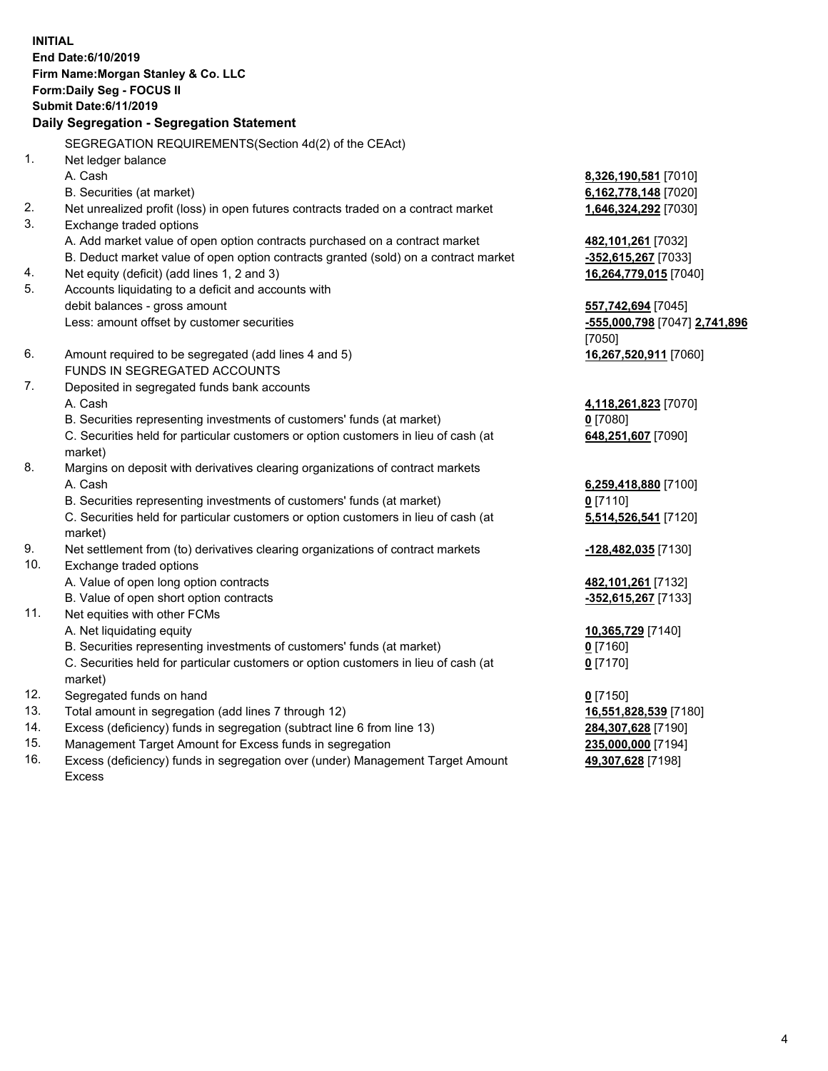**INITIAL**
**End Date:6/10/2019**
**Firm Name:Morgan Stanley & Co. LLC**
**Form:Daily Seg - FOCUS II**
**Submit Date:6/11/2019**

**Daily Segregation - Segregation Statement**

| | | |
|---|---|---|
| | SEGREGATION REQUIREMENTS(Section 4d(2) of the CEAct) | |
| 1. | Net ledger balance | |
| | A. Cash | **8,326,190,581** [7010] |
| | B. Securities (at market) | **6,162,778,148** [7020] |
| 2. | Net unrealized profit (loss) in open futures contracts traded on a contract market | **1,646,324,292** [7030] |
| 3. | Exchange traded options | |
| | A. Add market value of open option contracts purchased on a contract market | **482,101,261** [7032] |
| | B. Deduct market value of open option contracts granted (sold) on a contract market | **-352,615,267** [7033] |
| 4. | Net equity (deficit) (add lines 1, 2 and 3) | **16,264,779,015** [7040] |
| 5. | Accounts liquidating to a deficit and accounts with debit balances - gross amount | **557,742,694** [7045] |
| | Less: amount offset by customer securities | **-555,000,798** [7047] **2,741,896** [7050] |
| 6. | Amount required to be segregated (add lines 4 and 5) | **16,267,520,911** [7060] |
| | FUNDS IN SEGREGATED ACCOUNTS | |
| 7. | Deposited in segregated funds bank accounts | |
| | A. Cash | **4,118,261,823** [7070] |
| | B. Securities representing investments of customers' funds (at market) | **0** [7080] |
| | C. Securities held for particular customers or option customers in lieu of cash (at market) | **648,251,607** [7090] |
| 8. | Margins on deposit with derivatives clearing organizations of contract markets | |
| | A. Cash | **6,259,418,880** [7100] |
| | B. Securities representing investments of customers' funds (at market) | **0** [7110] |
| | C. Securities held for particular customers or option customers in lieu of cash (at market) | **5,514,526,541** [7120] |
| 9. | Net settlement from (to) derivatives clearing organizations of contract markets | **-128,482,035** [7130] |
| 10. | Exchange traded options | |
| | A. Value of open long option contracts | **482,101,261** [7132] |
| | B. Value of open short option contracts | **-352,615,267** [7133] |
| 11. | Net equities with other FCMs | |
| | A. Net liquidating equity | **10,365,729** [7140] |
| | B. Securities representing investments of customers' funds (at market) | **0** [7160] |
| | C. Securities held for particular customers or option customers in lieu of cash (at market) | **0** [7170] |
| 12. | Segregated funds on hand | **0** [7150] |
| 13. | Total amount in segregation (add lines 7 through 12) | **16,551,828,539** [7180] |
| 14. | Excess (deficiency) funds in segregation (subtract line 6 from line 13) | **284,307,628** [7190] |
| 15. | Management Target Amount for Excess funds in segregation | **235,000,000** [7194] |
| 16. | Excess (deficiency) funds in segregation over (under) Management Target Amount Excess | **49,307,628** [7198] |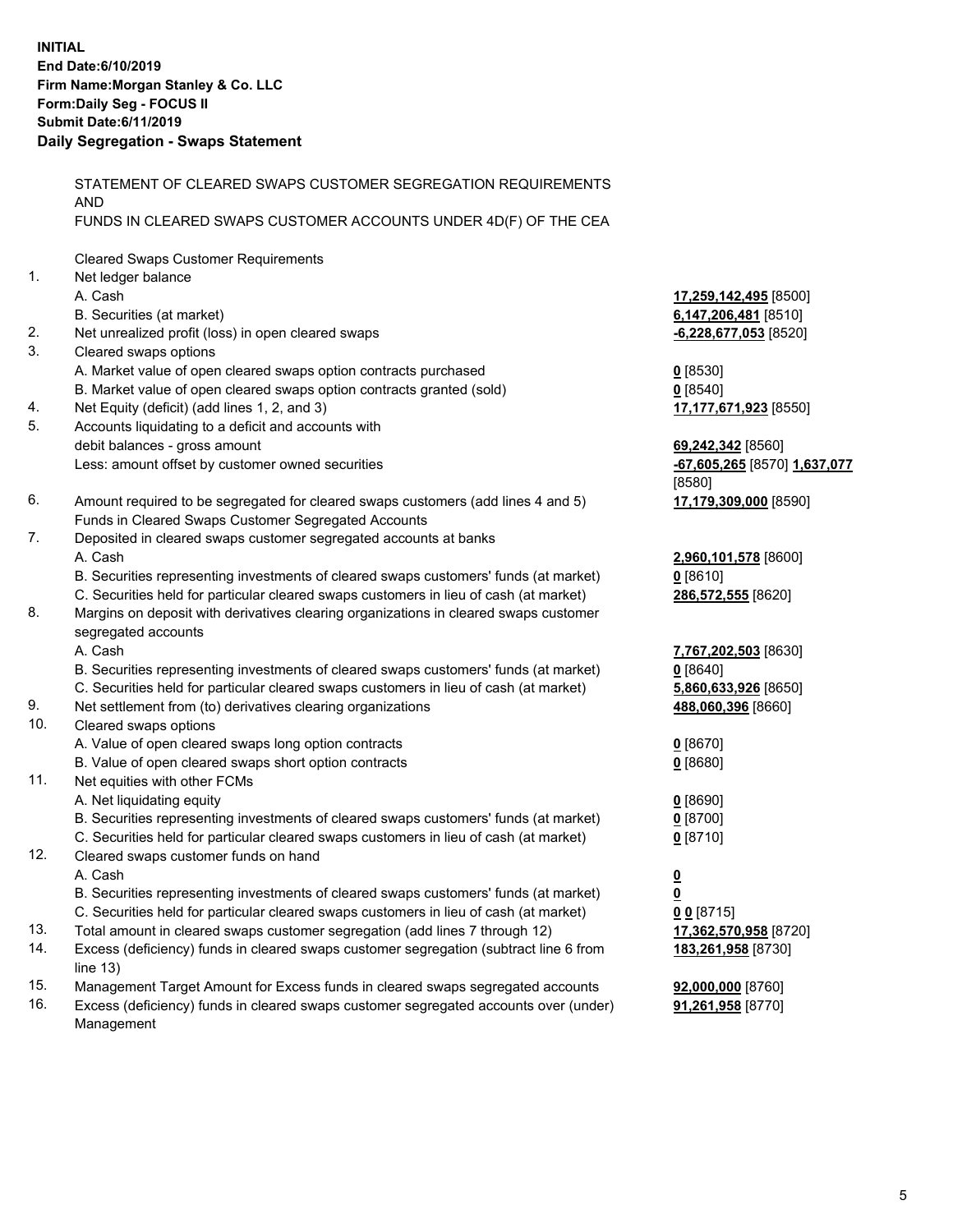**INITIAL**
**End Date:6/10/2019**
**Firm Name:Morgan Stanley & Co. LLC**
**Form:Daily Seg - FOCUS II**
**Submit Date:6/11/2019**
**Daily Segregation - Swaps Statement**

STATEMENT OF CLEARED SWAPS CUSTOMER SEGREGATION REQUIREMENTS AND FUNDS IN CLEARED SWAPS CUSTOMER ACCOUNTS UNDER 4D(F) OF THE CEA

| | | |
|---|---|---|
| | Cleared Swaps Customer Requirements | |
| 1. | Net ledger balance | |
| | A. Cash | **17,259,142,495** [8500] |
| | B. Securities (at market) | **6,147,206,481** [8510] |
| 2. | Net unrealized profit (loss) in open cleared swaps | **-6,228,677,053** [8520] |
| 3. | Cleared swaps options | |
| | A. Market value of open cleared swaps option contracts purchased | **0** [8530] |
| | B. Market value of open cleared swaps option contracts granted (sold) | **0** [8540] |
| 4. | Net Equity (deficit) (add lines 1, 2, and 3) | **17,177,671,923** [8550] |
| 5. | Accounts liquidating to a deficit and accounts with debit balances - gross amount | **69,242,342** [8560] |
| | Less: amount offset by customer owned securities | **-67,605,265** [8570] **1,637,077** [8580] |
| 6. | Amount required to be segregated for cleared swaps customers (add lines 4 and 5) | **17,179,309,000** [8590] |
| | Funds in Cleared Swaps Customer Segregated Accounts | |
| 7. | Deposited in cleared swaps customer segregated accounts at banks | |
| | A. Cash | **2,960,101,578** [8600] |
| | B. Securities representing investments of cleared swaps customers' funds (at market) | **0** [8610] |
| | C. Securities held for particular cleared swaps customers in lieu of cash (at market) | **286,572,555** [8620] |
| 8. | Margins on deposit with derivatives clearing organizations in cleared swaps customer segregated accounts | |
| | A. Cash | **7,767,202,503** [8630] |
| | B. Securities representing investments of cleared swaps customers' funds (at market) | **0** [8640] |
| | C. Securities held for particular cleared swaps customers in lieu of cash (at market) | **5,860,633,926** [8650] |
| 9. | Net settlement from (to) derivatives clearing organizations | **488,060,396** [8660] |
| 10. | Cleared swaps options | |
| | A. Value of open cleared swaps long option contracts | **0** [8670] |
| | B. Value of open cleared swaps short option contracts | **0** [8680] |
| 11. | Net equities with other FCMs | |
| | A. Net liquidating equity | **0** [8690] |
| | B. Securities representing investments of cleared swaps customers' funds (at market) | **0** [8700] |
| | C. Securities held for particular cleared swaps customers in lieu of cash (at market) | **0** [8710] |
| 12. | Cleared swaps customer funds on hand | |
| | A. Cash | **0** |
| | B. Securities representing investments of cleared swaps customers' funds (at market) | **0** |
| | C. Securities held for particular cleared swaps customers in lieu of cash (at market) | **0** **0** [8715] |
| 13. | Total amount in cleared swaps customer segregation (add lines 7 through 12) | **17,362,570,958** [8720] |
| 14. | Excess (deficiency) funds in cleared swaps customer segregation (subtract line 6 from line 13) | **183,261,958** [8730] |
| 15. | Management Target Amount for Excess funds in cleared swaps segregated accounts | **92,000,000** [8760] |
| 16. | Excess (deficiency) funds in cleared swaps customer segregated accounts over (under) Management | **91,261,958** [8770] |